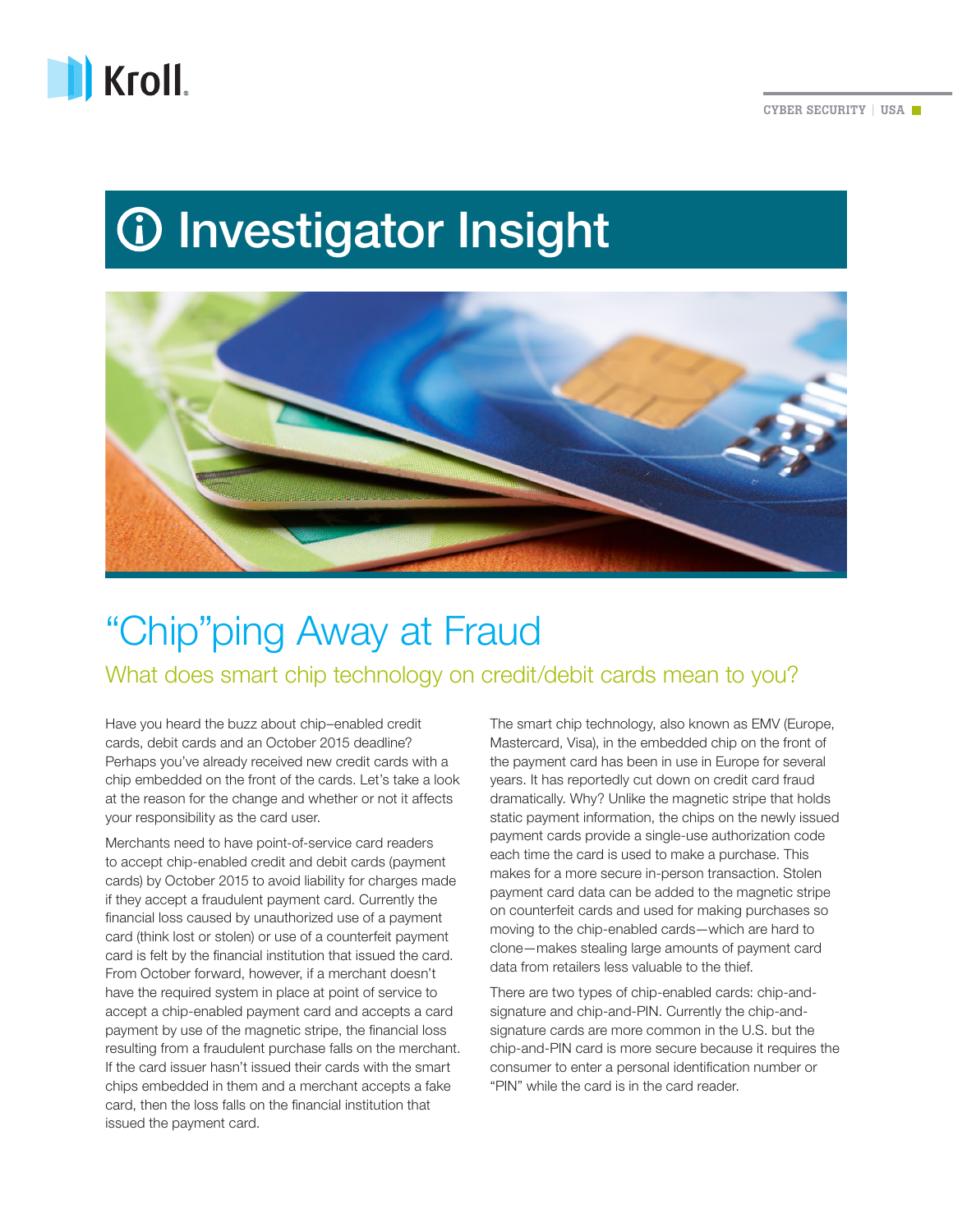Kroll

CYBER SECURITY | USA

# Investigator Insight

# "Chip"ping Away at Fraud

## What does smart chip technology on credit/debit cards mean to you?

Have you heard the buzz about chip–enabled credit cards, debit cards and an October 2015 deadline? Perhaps you've already received new credit cards with a chip embedded on the front of the cards. Let's take a look at the reason for the change and whether or not it affects your responsibility as the card user.

Merchants need to have point-of-service card readers to accept chip-enabled credit and debit cards (payment cards) by October 2015 to avoid liability for charges made if they accept a fraudulent payment card. Currently the financial loss caused by unauthorized use of a payment card (think lost or stolen) or use of a counterfeit payment card is felt by the financial institution that issued the card. From October forward, however, if a merchant doesn't have the required system in place at point of service to accept a chip-enabled payment card and accepts a card payment by use of the magnetic stripe, the financial loss resulting from a fraudulent purchase falls on the merchant. If the card issuer hasn't issued their cards with the smart chips embedded in them and a merchant accepts a fake card, then the loss falls on the financial institution that issued the payment card.

The smart chip technology, also known as EMV (Europe, Mastercard, Visa), in the embedded chip on the front of the payment card has been in use in Europe for several years. It has reportedly cut down on credit card fraud dramatically. Why? Unlike the magnetic stripe that holds static payment information, the chips on the newly issued payment cards provide a single-use authorization code each time the card is used to make a purchase. This makes for a more secure in-person transaction. Stolen payment card data can be added to the magnetic stripe on counterfeit cards and used for making purchases so moving to the chip-enabled cards—which are hard to clone—makes stealing large amounts of payment card data from retailers less valuable to the thief.

There are two types of chip-enabled cards: chip-and-signature and chip-and-PIN. Currently the chip-and-signature cards are more common in the U.S. but the chip-and-PIN card is more secure because it requires the consumer to enter a personal identification number or "PIN" while the card is in the card reader.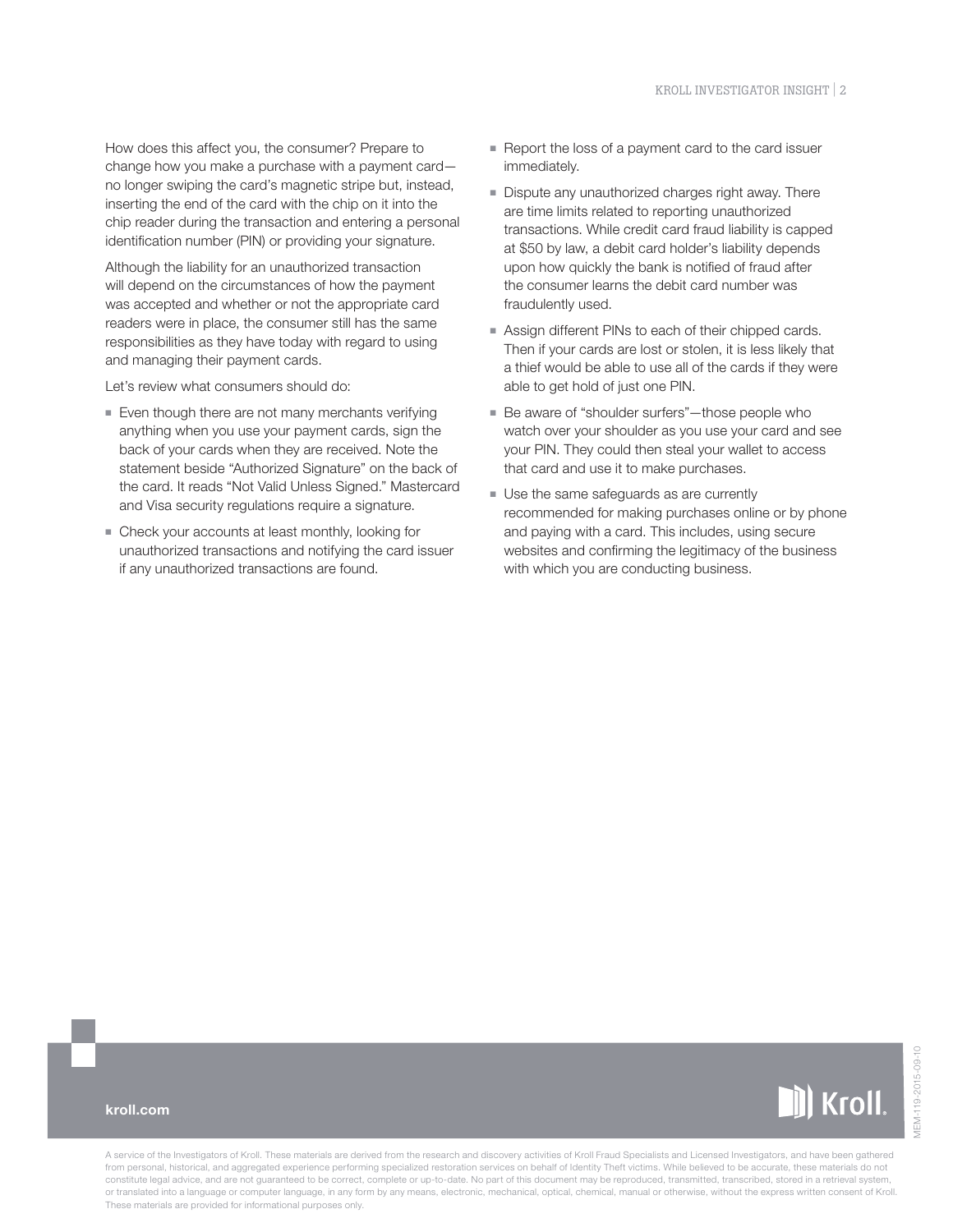How does this affect you, the consumer? Prepare to change how you make a purchase with a payment card—no longer swiping the card's magnetic stripe but, instead, inserting the end of the card with the chip on it into the chip reader during the transaction and entering a personal identification number (PIN) or providing your signature.

Although the liability for an unauthorized transaction will depend on the circumstances of how the payment was accepted and whether or not the appropriate card readers were in place, the consumer still has the same responsibilities as they have today with regard to using and managing their payment cards.

Let's review what consumers should do:

- Even though there are not many merchants verifying anything when you use your payment cards, sign the back of your cards when they are received. Note the statement beside "Authorized Signature" on the back of the card. It reads "Not Valid Unless Signed." Mastercard and Visa security regulations require a signature.
- Check your accounts at least monthly, looking for unauthorized transactions and notifying the card issuer if any unauthorized transactions are found.
- Report the loss of a payment card to the card issuer immediately.
- Dispute any unauthorized charges right away. There are time limits related to reporting unauthorized transactions. While credit card fraud liability is capped at $50 by law, a debit card holder's liability depends upon how quickly the bank is notified of fraud after the consumer learns the debit card number was fraudulently used.
- Assign different PINs to each of their chipped cards. Then if your cards are lost or stolen, it is less likely that a thief would be able to use all of the cards if they were able to get hold of just one PIN.
- Be aware of "shoulder surfers"—those people who watch over your shoulder as you use your card and see your PIN. They could then steal your wallet to access that card and use it to make purchases.
- Use the same safeguards as are currently recommended for making purchases online or by phone and paying with a card. This includes, using secure websites and confirming the legitimacy of the business with which you are conducting business.

**kroll.com**

Kroll.

MEM-119-2015-09-10

A service of the Investigators of Kroll. These materials are derived from the research and discovery activities of Kroll Fraud Specialists and Licensed Investigators, and have been gathered from personal, historical, and aggregated experience performing specialized restoration services on behalf of Identity Theft victims. While believed to be accurate, these materials do not constitute legal advice, and are not guaranteed to be correct, complete or up-to-date. No part of this document may be reproduced, transmitted, transcribed, stored in a retrieval system, or translated into a language or computer language, in any form by any means, electronic, mechanical, optical, chemical, manual or otherwise, without the express written consent of Kroll. These materials are provided for informational purposes only.